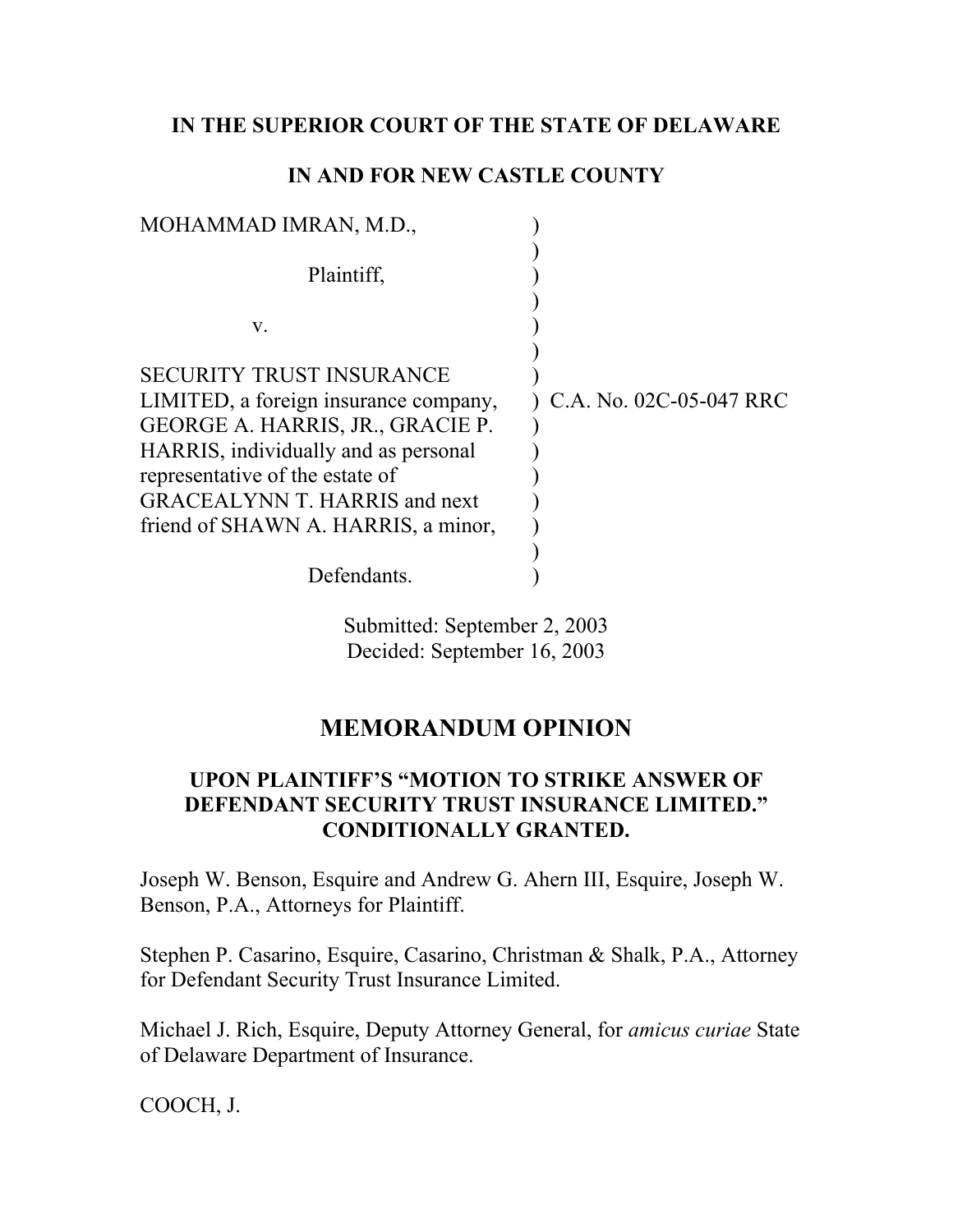**IN THE SUPERIOR COURT OF THE STATE OF DELAWARE**

**IN AND FOR NEW CASTLE COUNTY**

MOHAMMAD IMRAN, M.D.,

Plaintiff,

v.

SECURITY TRUST INSURANCE LIMITED, a foreign insurance company, GEORGE A. HARRIS, JR., GRACIE P. HARRIS, individually and as personal representative of the estate of GRACEALYNN T. HARRIS and next friend of SHAWN A. HARRIS, a minor,

Defendants.

C.A. No. 02C-05-047 RRC

Submitted: September 2, 2003
Decided: September 16, 2003

## MEMORANDUM OPINION

### UPON PLAINTIFF'S "MOTION TO STRIKE ANSWER OF DEFENDANT SECURITY TRUST INSURANCE LIMITED." CONDITIONALLY GRANTED.

Joseph W. Benson, Esquire and Andrew G. Ahern III, Esquire, Joseph W. Benson, P.A., Attorneys for Plaintiff.

Stephen P. Casarino, Esquire, Casarino, Christman & Shalk, P.A., Attorney for Defendant Security Trust Insurance Limited.

Michael J. Rich, Esquire, Deputy Attorney General, for *amicus curiae* State of Delaware Department of Insurance.

COOCH, J.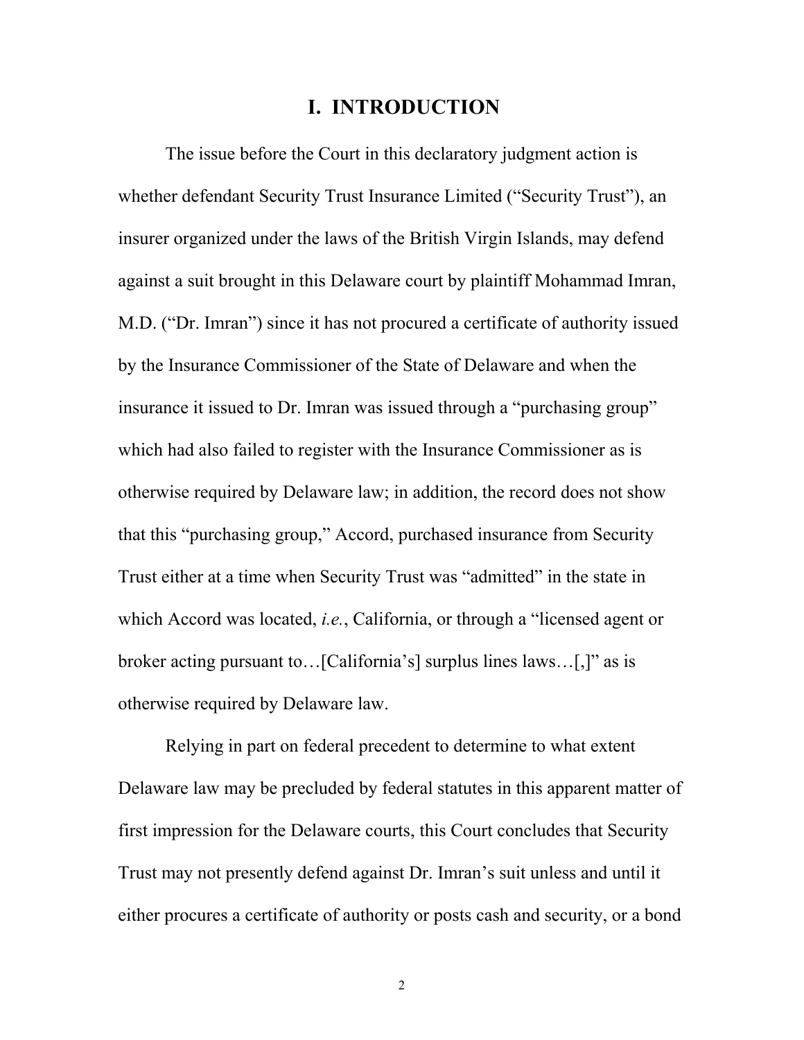# I. INTRODUCTION

The issue before the Court in this declaratory judgment action is whether defendant Security Trust Insurance Limited ("Security Trust"), an insurer organized under the laws of the British Virgin Islands, may defend against a suit brought in this Delaware court by plaintiff Mohammad Imran, M.D. ("Dr. Imran") since it has not procured a certificate of authority issued by the Insurance Commissioner of the State of Delaware and when the insurance it issued to Dr. Imran was issued through a "purchasing group" which had also failed to register with the Insurance Commissioner as is otherwise required by Delaware law; in addition, the record does not show that this "purchasing group," Accord, purchased insurance from Security Trust either at a time when Security Trust was "admitted" in the state in which Accord was located, *i.e.*, California, or through a "licensed agent or broker acting pursuant to…[California's] surplus lines laws…[,]" as is otherwise required by Delaware law.

Relying in part on federal precedent to determine to what extent Delaware law may be precluded by federal statutes in this apparent matter of first impression for the Delaware courts, this Court concludes that Security Trust may not presently defend against Dr. Imran's suit unless and until it either procures a certificate of authority or posts cash and security, or a bond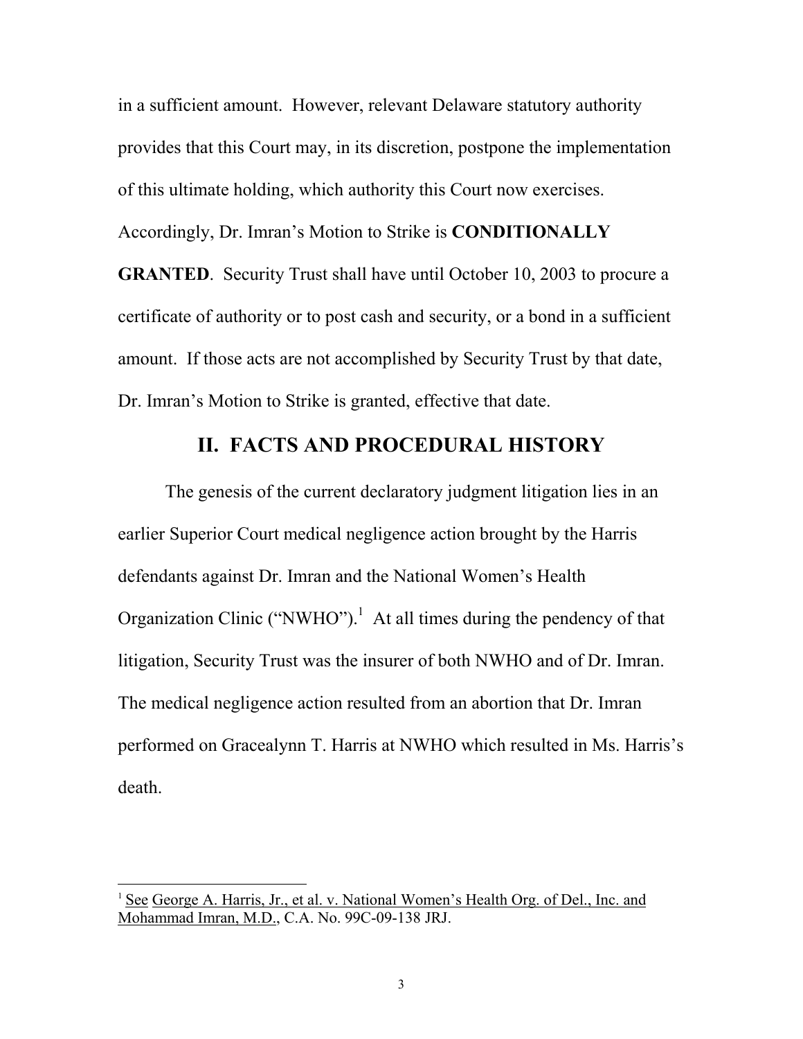in a sufficient amount. However, relevant Delaware statutory authority provides that this Court may, in its discretion, postpone the implementation of this ultimate holding, which authority this Court now exercises. Accordingly, Dr. Imran's Motion to Strike is **CONDITIONALLY GRANTED**. Security Trust shall have until October 10, 2003 to procure a certificate of authority or to post cash and security, or a bond in a sufficient amount. If those acts are not accomplished by Security Trust by that date, Dr. Imran's Motion to Strike is granted, effective that date.

## II. FACTS AND PROCEDURAL HISTORY

The genesis of the current declaratory judgment litigation lies in an earlier Superior Court medical negligence action brought by the Harris defendants against Dr. Imran and the National Women's Health Organization Clinic ("NWHO").[1] At all times during the pendency of that litigation, Security Trust was the insurer of both NWHO and of Dr. Imran. The medical negligence action resulted from an abortion that Dr. Imran performed on Gracealynn T. Harris at NWHO which resulted in Ms. Harris's death.

---

[1] See George A. Harris, Jr., et al. v. National Women's Health Org. of Del., Inc. and Mohammad Imran, M.D., C.A. No. 99C-09-138 JRJ.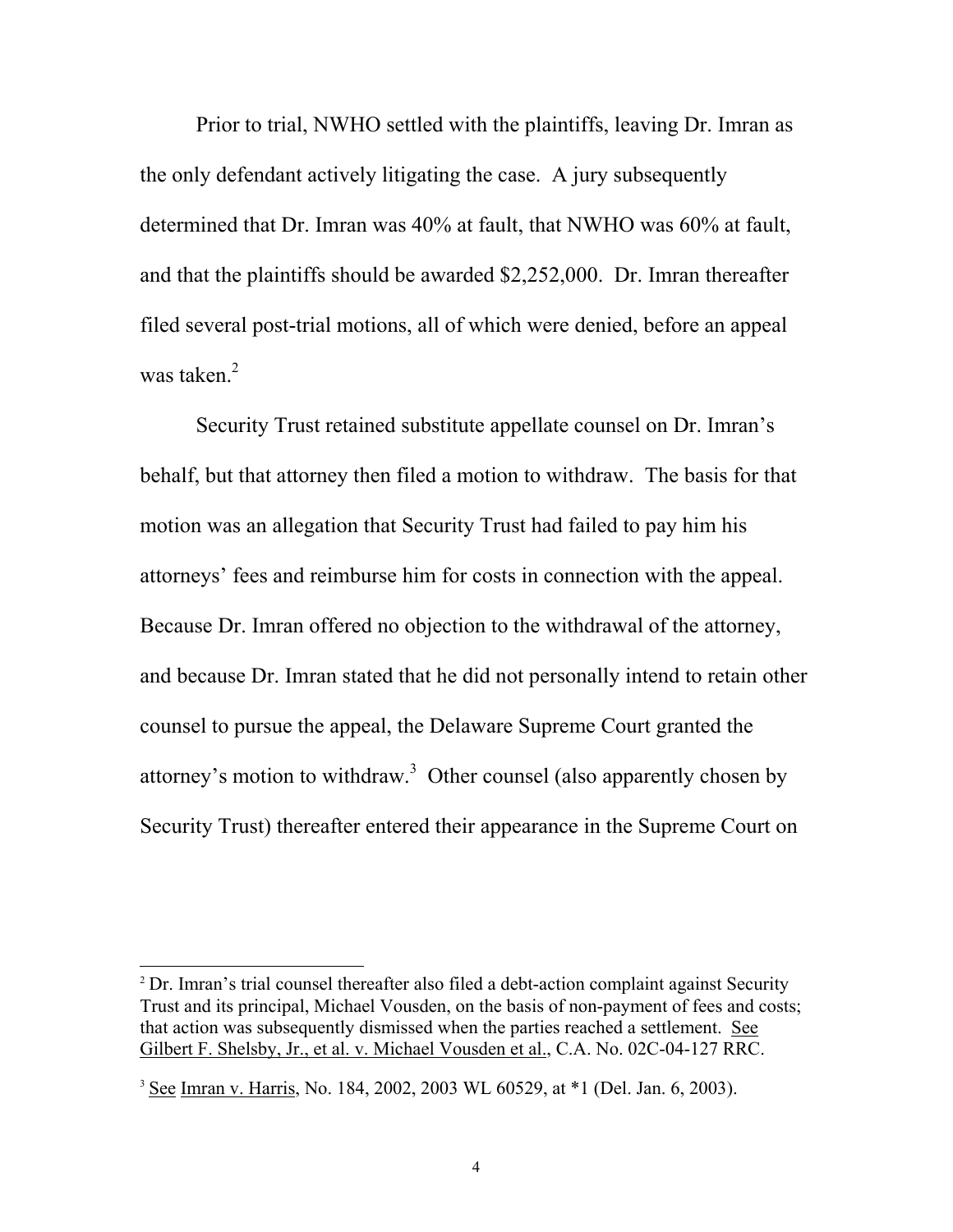Prior to trial, NWHO settled with the plaintiffs, leaving Dr. Imran as the only defendant actively litigating the case. A jury subsequently determined that Dr. Imran was 40% at fault, that NWHO was 60% at fault, and that the plaintiffs should be awarded $2,252,000. Dr. Imran thereafter filed several post-trial motions, all of which were denied, before an appeal was taken.[2]

Security Trust retained substitute appellate counsel on Dr. Imran's behalf, but that attorney then filed a motion to withdraw. The basis for that motion was an allegation that Security Trust had failed to pay him his attorneys' fees and reimburse him for costs in connection with the appeal. Because Dr. Imran offered no objection to the withdrawal of the attorney, and because Dr. Imran stated that he did not personally intend to retain other counsel to pursue the appeal, the Delaware Supreme Court granted the attorney's motion to withdraw.[3] Other counsel (also apparently chosen by Security Trust) thereafter entered their appearance in the Supreme Court on

---

[2] Dr. Imran's trial counsel thereafter also filed a debt-action complaint against Security Trust and its principal, Michael Vousden, on the basis of non-payment of fees and costs; that action was subsequently dismissed when the parties reached a settlement. See Gilbert F. Shelsby, Jr., et al. v. Michael Vousden et al., C.A. No. 02C-04-127 RRC.

[3] See Imran v. Harris, No. 184, 2002, 2003 WL 60529, at *1 (Del. Jan. 6, 2003).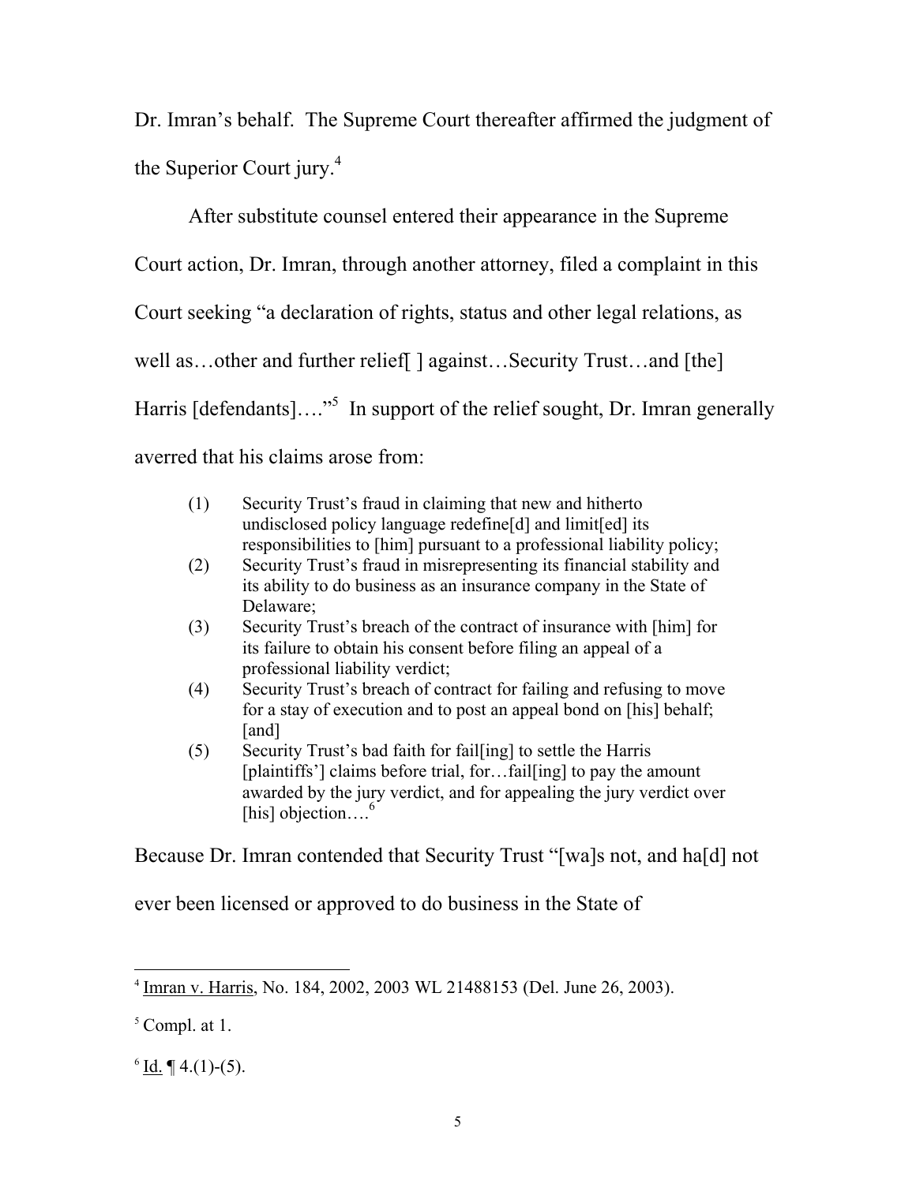Dr. Imran's behalf. The Supreme Court thereafter affirmed the judgment of the Superior Court jury.[4]

After substitute counsel entered their appearance in the Supreme Court action, Dr. Imran, through another attorney, filed a complaint in this Court seeking "a declaration of rights, status and other legal relations, as well as…other and further relief[ ] against…Security Trust…and [the] Harris [defendants]…."[5] In support of the relief sought, Dr. Imran generally averred that his claims arose from:

> (1) Security Trust's fraud in claiming that new and hitherto undisclosed policy language redefine[d] and limit[ed] its responsibilities to [him] pursuant to a professional liability policy;
> (2) Security Trust's fraud in misrepresenting its financial stability and its ability to do business as an insurance company in the State of Delaware;
> (3) Security Trust's breach of the contract of insurance with [him] for its failure to obtain his consent before filing an appeal of a professional liability verdict;
> (4) Security Trust's breach of contract for failing and refusing to move for a stay of execution and to post an appeal bond on [his] behalf; [and]
> (5) Security Trust's bad faith for fail[ing] to settle the Harris [plaintiffs'] claims before trial, for…fail[ing] to pay the amount awarded by the jury verdict, and for appealing the jury verdict over [his] objection….[6]

Because Dr. Imran contended that Security Trust "[wa]s not, and ha[d] not ever been licensed or approved to do business in the State of

---

[4] Imran v. Harris, No. 184, 2002, 2003 WL 21488153 (Del. June 26, 2003).

[5] Compl. at 1.

[6] Id. ¶ 4.(1)-(5).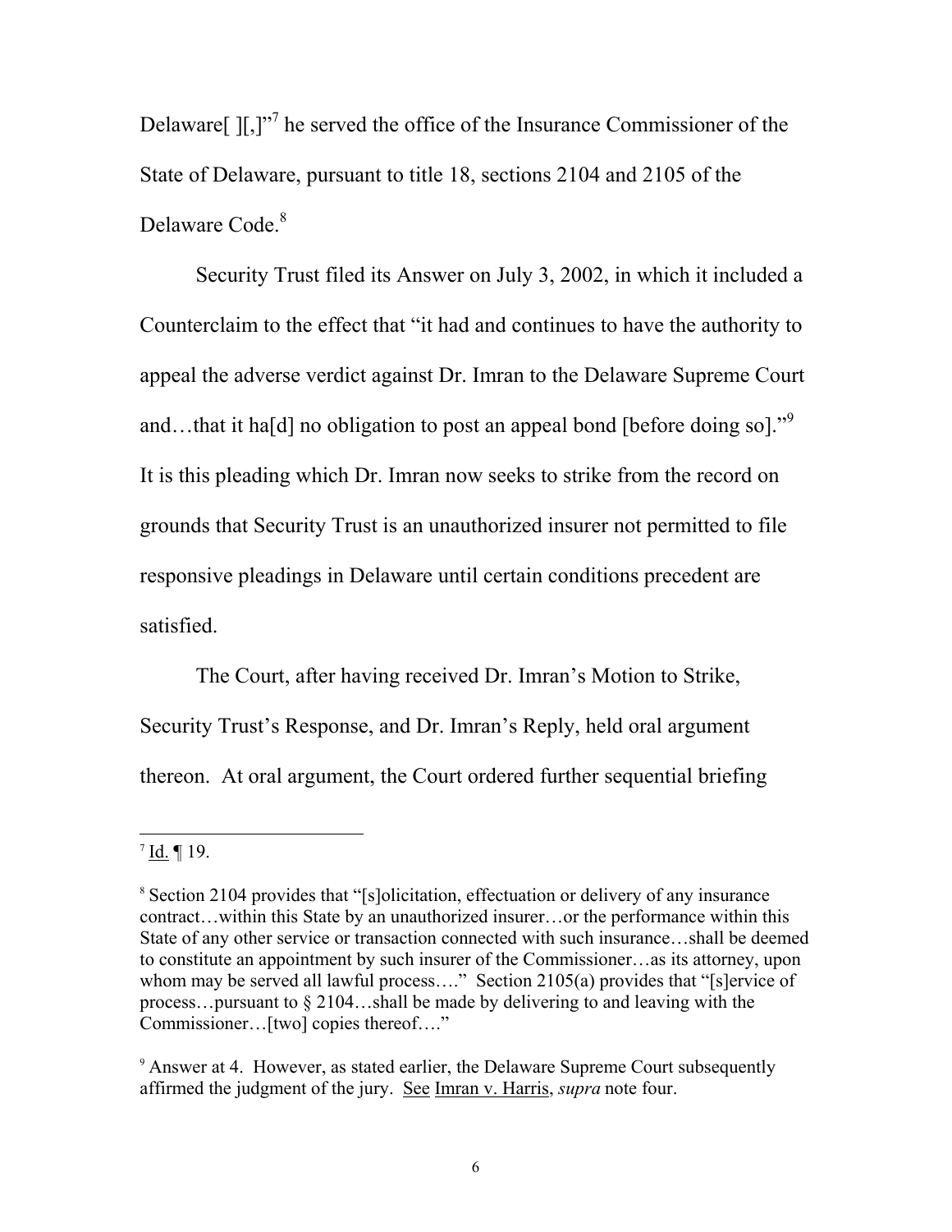Delaware[ ][,]"[7] he served the office of the Insurance Commissioner of the State of Delaware, pursuant to title 18, sections 2104 and 2105 of the Delaware Code.[8]

Security Trust filed its Answer on July 3, 2002, in which it included a Counterclaim to the effect that "it had and continues to have the authority to appeal the adverse verdict against Dr. Imran to the Delaware Supreme Court and…that it ha[d] no obligation to post an appeal bond [before doing so]."[9] It is this pleading which Dr. Imran now seeks to strike from the record on grounds that Security Trust is an unauthorized insurer not permitted to file responsive pleadings in Delaware until certain conditions precedent are satisfied.

The Court, after having received Dr. Imran's Motion to Strike, Security Trust's Response, and Dr. Imran's Reply, held oral argument thereon. At oral argument, the Court ordered further sequential briefing

---

[7] Id. ¶ 19.

[8] Section 2104 provides that "[s]olicitation, effectuation or delivery of any insurance contract…within this State by an unauthorized insurer…or the performance within this State of any other service or transaction connected with such insurance…shall be deemed to constitute an appointment by such insurer of the Commissioner…as its attorney, upon whom may be served all lawful process…." Section 2105(a) provides that "[s]ervice of process…pursuant to § 2104…shall be made by delivering to and leaving with the Commissioner…[two] copies thereof…."

[9] Answer at 4. However, as stated earlier, the Delaware Supreme Court subsequently affirmed the judgment of the jury. See Imran v. Harris, *supra* note four.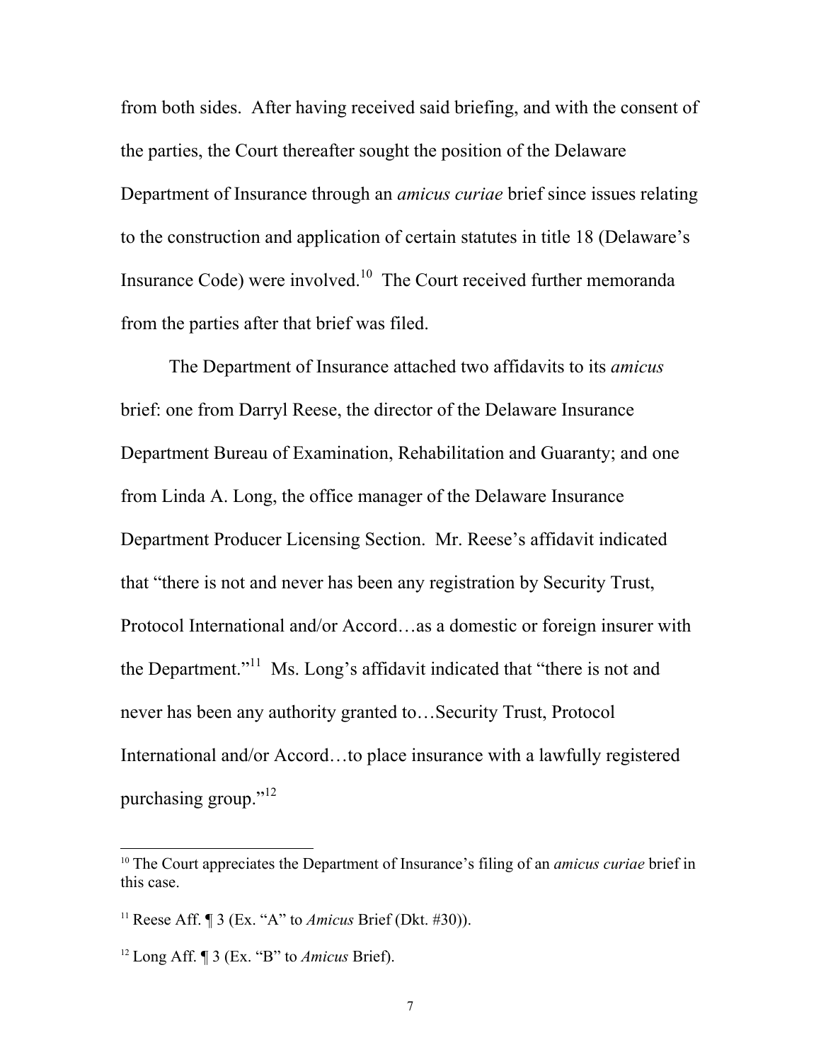from both sides. After having received said briefing, and with the consent of the parties, the Court thereafter sought the position of the Delaware Department of Insurance through an *amicus curiae* brief since issues relating to the construction and application of certain statutes in title 18 (Delaware's Insurance Code) were involved.[10] The Court received further memoranda from the parties after that brief was filed.

The Department of Insurance attached two affidavits to its *amicus* brief: one from Darryl Reese, the director of the Delaware Insurance Department Bureau of Examination, Rehabilitation and Guaranty; and one from Linda A. Long, the office manager of the Delaware Insurance Department Producer Licensing Section. Mr. Reese's affidavit indicated that "there is not and never has been any registration by Security Trust, Protocol International and/or Accord…as a domestic or foreign insurer with the Department."[11] Ms. Long's affidavit indicated that "there is not and never has been any authority granted to…Security Trust, Protocol International and/or Accord…to place insurance with a lawfully registered purchasing group."[12]

---

[10] The Court appreciates the Department of Insurance's filing of an *amicus curiae* brief in this case.

[11] Reese Aff. ¶ 3 (Ex. "A" to *Amicus* Brief (Dkt. #30)).

[12] Long Aff. ¶ 3 (Ex. "B" to *Amicus* Brief).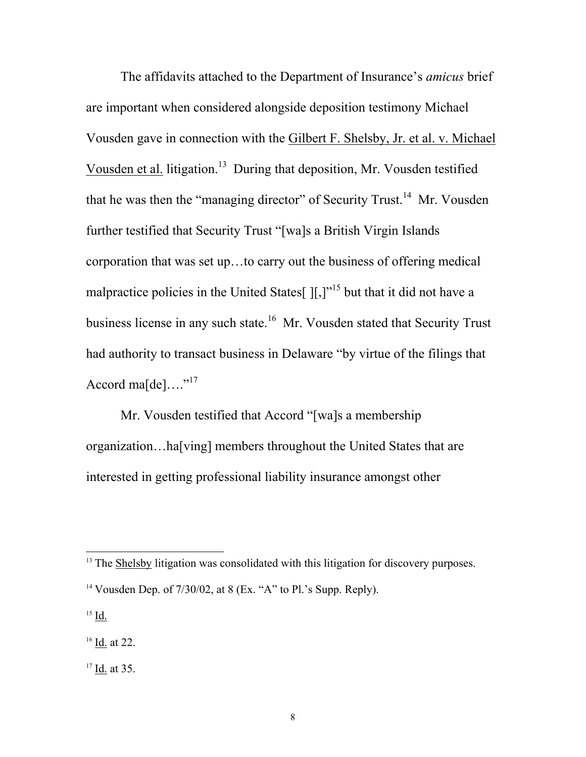The affidavits attached to the Department of Insurance's *amicus* brief are important when considered alongside deposition testimony Michael Vousden gave in connection with the Gilbert F. Shelsby, Jr. et al. v. Michael Vousden et al. litigation.[13] During that deposition, Mr. Vousden testified that he was then the "managing director" of Security Trust.[14] Mr. Vousden further testified that Security Trust "[wa]s a British Virgin Islands corporation that was set up…to carry out the business of offering medical malpractice policies in the United States[ ][,]"[15] but that it did not have a business license in any such state.[16] Mr. Vousden stated that Security Trust had authority to transact business in Delaware "by virtue of the filings that Accord ma[de]…."[17]

Mr. Vousden testified that Accord "[wa]s a membership organization…ha[ving] members throughout the United States that are interested in getting professional liability insurance amongst other

---

[13] The Shelsby litigation was consolidated with this litigation for discovery purposes.

[14] Vousden Dep. of 7/30/02, at 8 (Ex. "A" to Pl.'s Supp. Reply).

[15] Id.

[16] Id. at 22.

[17] Id. at 35.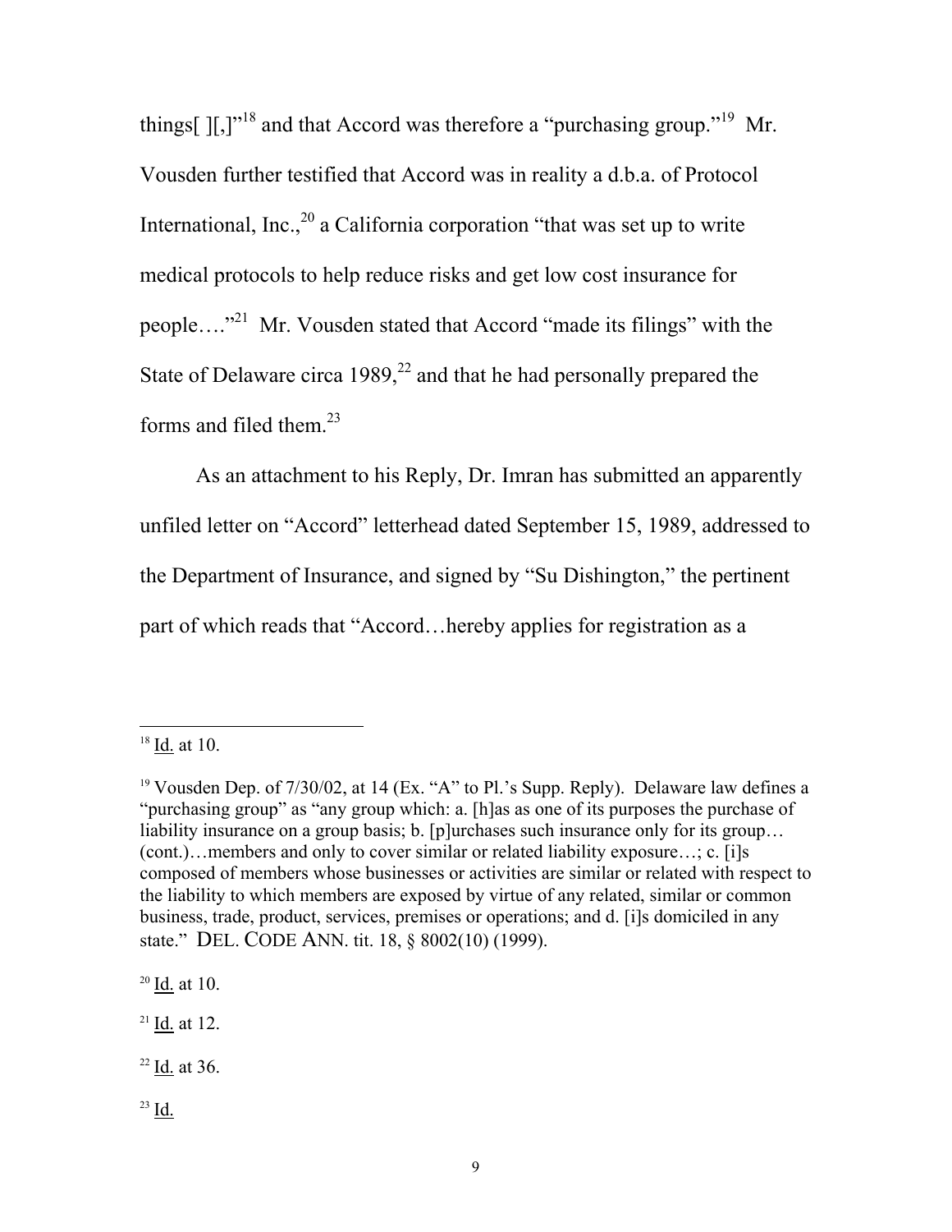things[ ][,]"[18] and that Accord was therefore a "purchasing group."[19] Mr. Vousden further testified that Accord was in reality a d.b.a. of Protocol International, Inc.,[20] a California corporation "that was set up to write medical protocols to help reduce risks and get low cost insurance for people…."[21] Mr. Vousden stated that Accord "made its filings" with the State of Delaware circa 1989,[22] and that he had personally prepared the forms and filed them.[23]

As an attachment to his Reply, Dr. Imran has submitted an apparently unfiled letter on "Accord" letterhead dated September 15, 1989, addressed to the Department of Insurance, and signed by "Su Dishington," the pertinent part of which reads that "Accord…hereby applies for registration as a

---

[18] Id. at 10.

[19] Vousden Dep. of 7/30/02, at 14 (Ex. "A" to Pl.'s Supp. Reply). Delaware law defines a "purchasing group" as "any group which: a. [h]as as one of its purposes the purchase of liability insurance on a group basis; b. [p]urchases such insurance only for its group… (cont.)…members and only to cover similar or related liability exposure…; c. [i]s composed of members whose businesses or activities are similar or related with respect to the liability to which members are exposed by virtue of any related, similar or common business, trade, product, services, premises or operations; and d. [i]s domiciled in any state." DEL. CODE ANN. tit. 18, § 8002(10) (1999).

[20] Id. at 10.

[21] Id. at 12.

[22] Id. at 36.

[23] Id.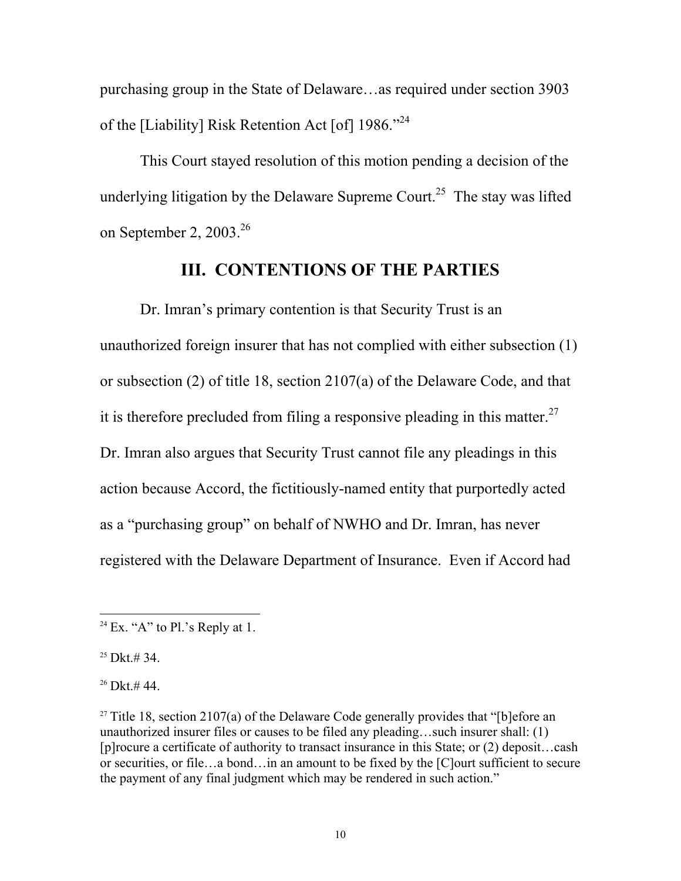purchasing group in the State of Delaware…as required under section 3903 of the [Liability] Risk Retention Act [of] 1986."[24]

This Court stayed resolution of this motion pending a decision of the underlying litigation by the Delaware Supreme Court.[25] The stay was lifted on September 2, 2003.[26]

## III. CONTENTIONS OF THE PARTIES

Dr. Imran's primary contention is that Security Trust is an unauthorized foreign insurer that has not complied with either subsection (1) or subsection (2) of title 18, section 2107(a) of the Delaware Code, and that it is therefore precluded from filing a responsive pleading in this matter.[27] Dr. Imran also argues that Security Trust cannot file any pleadings in this action because Accord, the fictitiously-named entity that purportedly acted as a "purchasing group" on behalf of NWHO and Dr. Imran, has never registered with the Delaware Department of Insurance. Even if Accord had

---

[24] Ex. "A" to Pl.'s Reply at 1.

[25] Dkt.# 34.

[26] Dkt.# 44.

[27] Title 18, section 2107(a) of the Delaware Code generally provides that "[b]efore an unauthorized insurer files or causes to be filed any pleading…such insurer shall: (1) [p]rocure a certificate of authority to transact insurance in this State; or (2) deposit…cash or securities, or file…a bond…in an amount to be fixed by the [C]ourt sufficient to secure the payment of any final judgment which may be rendered in such action."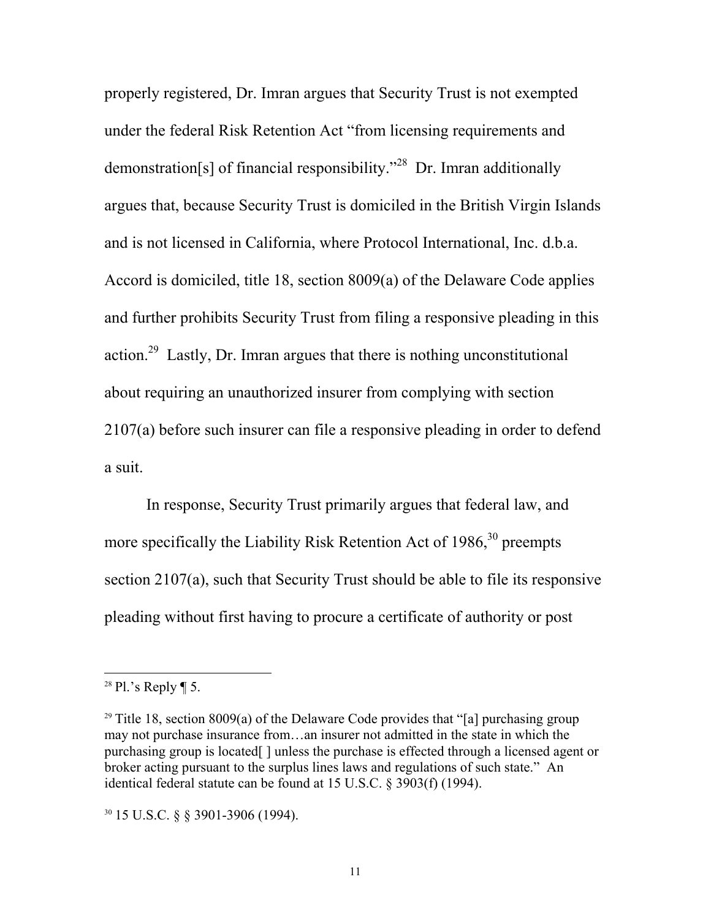properly registered, Dr. Imran argues that Security Trust is not exempted under the federal Risk Retention Act "from licensing requirements and demonstration[s] of financial responsibility."[28] Dr. Imran additionally argues that, because Security Trust is domiciled in the British Virgin Islands and is not licensed in California, where Protocol International, Inc. d.b.a. Accord is domiciled, title 18, section 8009(a) of the Delaware Code applies and further prohibits Security Trust from filing a responsive pleading in this action.[29] Lastly, Dr. Imran argues that there is nothing unconstitutional about requiring an unauthorized insurer from complying with section 2107(a) before such insurer can file a responsive pleading in order to defend a suit.

In response, Security Trust primarily argues that federal law, and more specifically the Liability Risk Retention Act of 1986,[30] preempts section 2107(a), such that Security Trust should be able to file its responsive pleading without first having to procure a certificate of authority or post

---

[28] Pl.'s Reply ¶ 5.

[29] Title 18, section 8009(a) of the Delaware Code provides that "[a] purchasing group may not purchase insurance from…an insurer not admitted in the state in which the purchasing group is located[ ] unless the purchase is effected through a licensed agent or broker acting pursuant to the surplus lines laws and regulations of such state." An identical federal statute can be found at 15 U.S.C. § 3903(f) (1994).

[30] 15 U.S.C. § § 3901-3906 (1994).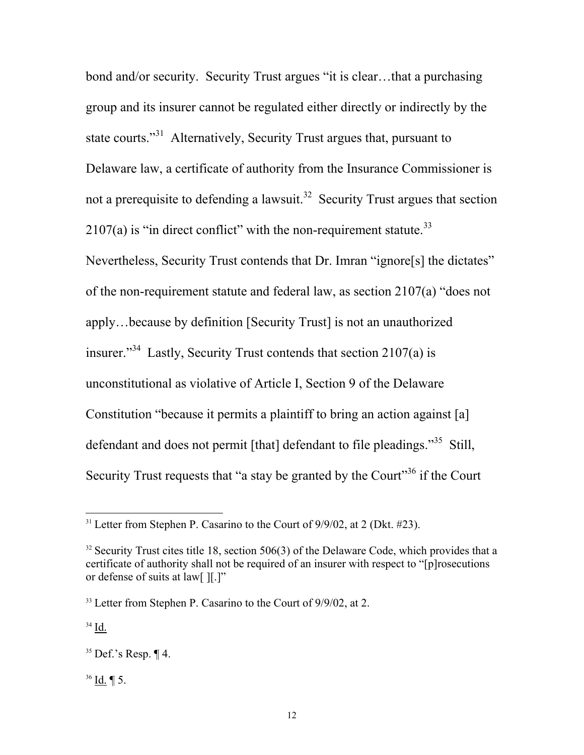bond and/or security. Security Trust argues "it is clear…that a purchasing group and its insurer cannot be regulated either directly or indirectly by the state courts."[31] Alternatively, Security Trust argues that, pursuant to Delaware law, a certificate of authority from the Insurance Commissioner is not a prerequisite to defending a lawsuit.[32] Security Trust argues that section 2107(a) is "in direct conflict" with the non-requirement statute.[33] Nevertheless, Security Trust contends that Dr. Imran "ignore[s] the dictates" of the non-requirement statute and federal law, as section 2107(a) "does not apply…because by definition [Security Trust] is not an unauthorized insurer."[34] Lastly, Security Trust contends that section 2107(a) is unconstitutional as violative of Article I, Section 9 of the Delaware Constitution "because it permits a plaintiff to bring an action against [a] defendant and does not permit [that] defendant to file pleadings."[35] Still, Security Trust requests that "a stay be granted by the Court"[36] if the Court

---

[31] Letter from Stephen P. Casarino to the Court of 9/9/02, at 2 (Dkt. #23).

[32] Security Trust cites title 18, section 506(3) of the Delaware Code, which provides that a certificate of authority shall not be required of an insurer with respect to "[p]rosecutions or defense of suits at law[ ][.]"

[33] Letter from Stephen P. Casarino to the Court of 9/9/02, at 2.

[34] Id.

[35] Def.'s Resp. ¶ 4.

[36] Id. ¶ 5.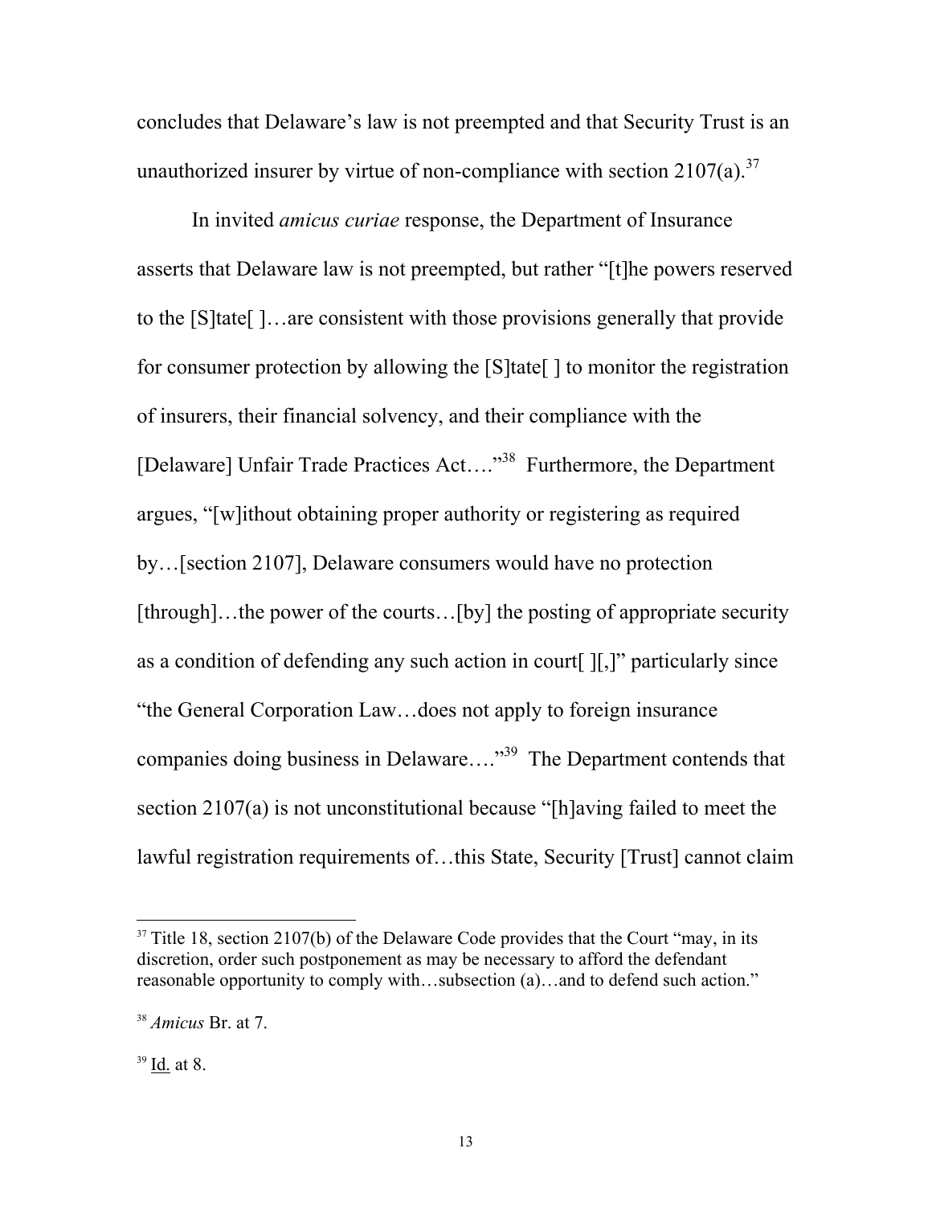concludes that Delaware's law is not preempted and that Security Trust is an unauthorized insurer by virtue of non-compliance with section 2107(a).[37]

In invited *amicus curiae* response, the Department of Insurance asserts that Delaware law is not preempted, but rather "[t]he powers reserved to the [S]tate[ ]…are consistent with those provisions generally that provide for consumer protection by allowing the [S]tate[ ] to monitor the registration of insurers, their financial solvency, and their compliance with the [Delaware] Unfair Trade Practices Act…."[38] Furthermore, the Department argues, "[w]ithout obtaining proper authority or registering as required by…[section 2107], Delaware consumers would have no protection [through]…the power of the courts…[by] the posting of appropriate security as a condition of defending any such action in court[ ][,]" particularly since "the General Corporation Law…does not apply to foreign insurance companies doing business in Delaware…."[39] The Department contends that section 2107(a) is not unconstitutional because "[h]aving failed to meet the lawful registration requirements of…this State, Security [Trust] cannot claim

---

[37] Title 18, section 2107(b) of the Delaware Code provides that the Court "may, in its discretion, order such postponement as may be necessary to afford the defendant reasonable opportunity to comply with…subsection (a)…and to defend such action."

[38] *Amicus* Br. at 7.

[39] Id. at 8.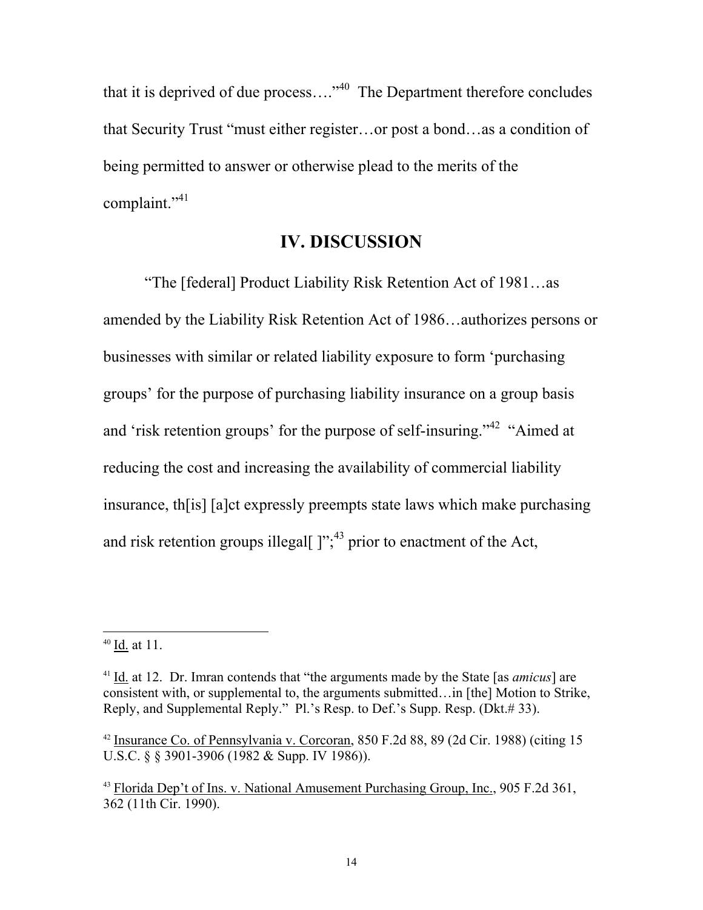that it is deprived of due process…."[40] The Department therefore concludes that Security Trust "must either register…or post a bond…as a condition of being permitted to answer or otherwise plead to the merits of the complaint."[41]

## IV. DISCUSSION

"The [federal] Product Liability Risk Retention Act of 1981…as amended by the Liability Risk Retention Act of 1986…authorizes persons or businesses with similar or related liability exposure to form 'purchasing groups' for the purpose of purchasing liability insurance on a group basis and 'risk retention groups' for the purpose of self-insuring."[42] "Aimed at reducing the cost and increasing the availability of commercial liability insurance, th[is] [a]ct expressly preempts state laws which make purchasing and risk retention groups illegal[ ]";[43] prior to enactment of the Act,

---

[40] Id. at 11.

[41] Id. at 12. Dr. Imran contends that "the arguments made by the State [as *amicus*] are consistent with, or supplemental to, the arguments submitted…in [the] Motion to Strike, Reply, and Supplemental Reply." Pl.'s Resp. to Def.'s Supp. Resp. (Dkt.# 33).

[42] Insurance Co. of Pennsylvania v. Corcoran, 850 F.2d 88, 89 (2d Cir. 1988) (citing 15 U.S.C. § § 3901-3906 (1982 & Supp. IV 1986)).

[43] Florida Dep't of Ins. v. National Amusement Purchasing Group, Inc., 905 F.2d 361, 362 (11th Cir. 1990).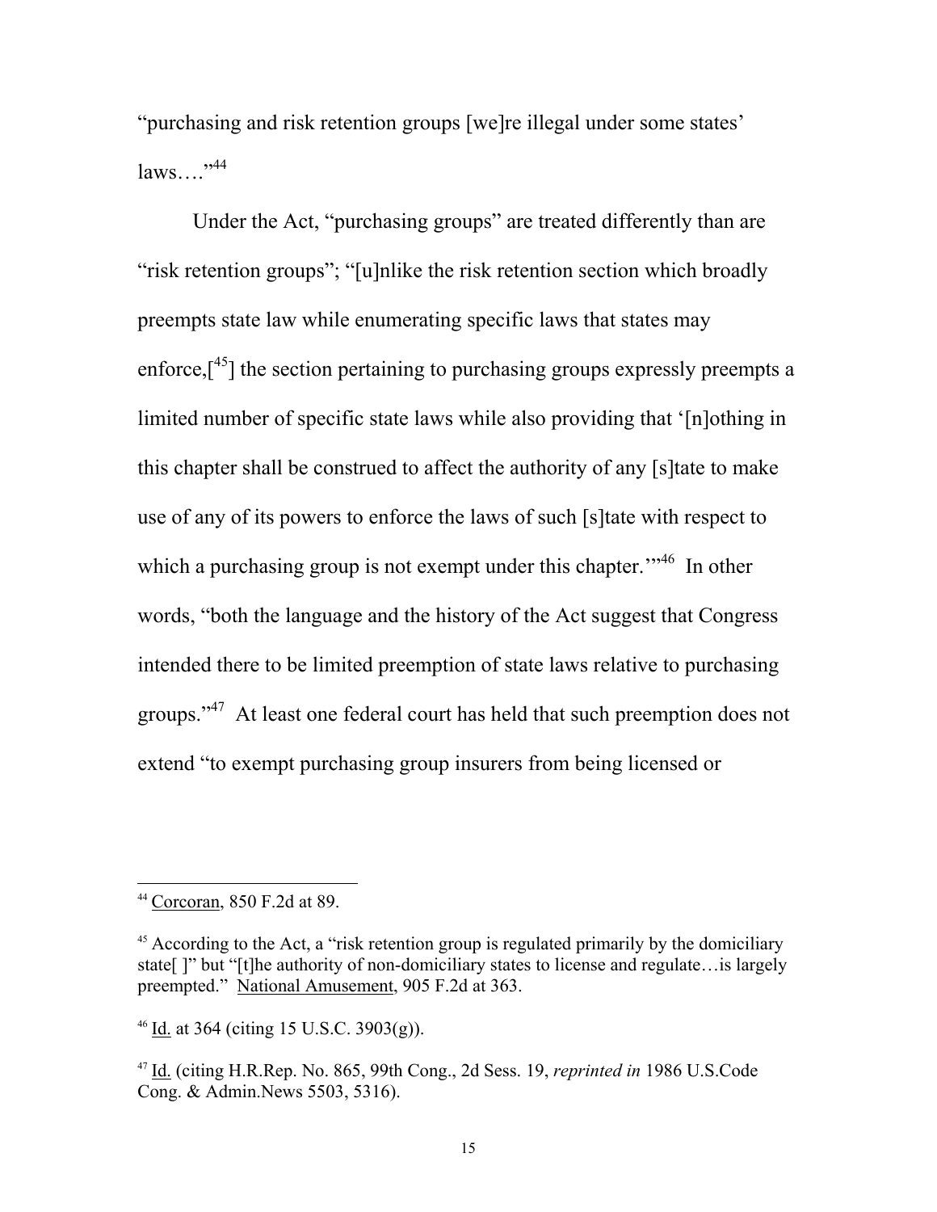"purchasing and risk retention groups [we]re illegal under some states' laws…."[44]

Under the Act, "purchasing groups" are treated differently than are "risk retention groups"; "[u]nlike the risk retention section which broadly preempts state law while enumerating specific laws that states may enforce,[[45]] the section pertaining to purchasing groups expressly preempts a limited number of specific state laws while also providing that '[n]othing in this chapter shall be construed to affect the authority of any [s]tate to make use of any of its powers to enforce the laws of such [s]tate with respect to which a purchasing group is not exempt under this chapter.'"[46] In other words, "both the language and the history of the Act suggest that Congress intended there to be limited preemption of state laws relative to purchasing groups."[47] At least one federal court has held that such preemption does not extend "to exempt purchasing group insurers from being licensed or

---

[44] Corcoran, 850 F.2d at 89.

[45] According to the Act, a "risk retention group is regulated primarily by the domiciliary state[ ]" but "[t]he authority of non-domiciliary states to license and regulate…is largely preempted." National Amusement, 905 F.2d at 363.

[46] Id. at 364 (citing 15 U.S.C. 3903(g)).

[47] Id. (citing H.R.Rep. No. 865, 99th Cong., 2d Sess. 19, *reprinted in* 1986 U.S.Code Cong. & Admin.News 5503, 5316).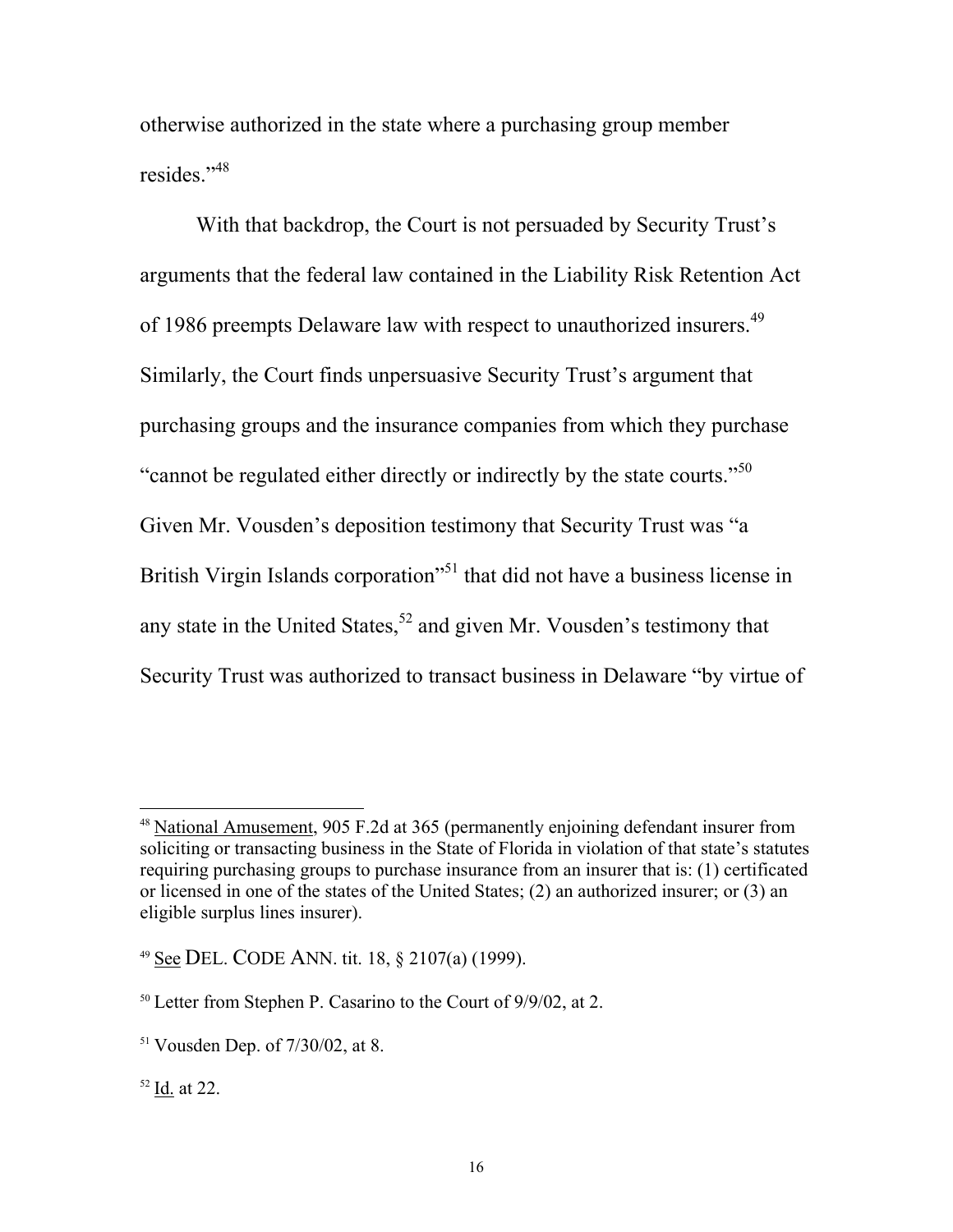otherwise authorized in the state where a purchasing group member resides."[48]

With that backdrop, the Court is not persuaded by Security Trust's arguments that the federal law contained in the Liability Risk Retention Act of 1986 preempts Delaware law with respect to unauthorized insurers.[49] Similarly, the Court finds unpersuasive Security Trust's argument that purchasing groups and the insurance companies from which they purchase "cannot be regulated either directly or indirectly by the state courts."[50] Given Mr. Vousden's deposition testimony that Security Trust was "a British Virgin Islands corporation"[51] that did not have a business license in any state in the United States,[52] and given Mr. Vousden's testimony that Security Trust was authorized to transact business in Delaware "by virtue of

---

[48] National Amusement, 905 F.2d at 365 (permanently enjoining defendant insurer from soliciting or transacting business in the State of Florida in violation of that state's statutes requiring purchasing groups to purchase insurance from an insurer that is: (1) certificated or licensed in one of the states of the United States; (2) an authorized insurer; or (3) an eligible surplus lines insurer).

[49] See DEL. CODE ANN. tit. 18, § 2107(a) (1999).

[50] Letter from Stephen P. Casarino to the Court of 9/9/02, at 2.

[51] Vousden Dep. of 7/30/02, at 8.

[52] Id. at 22.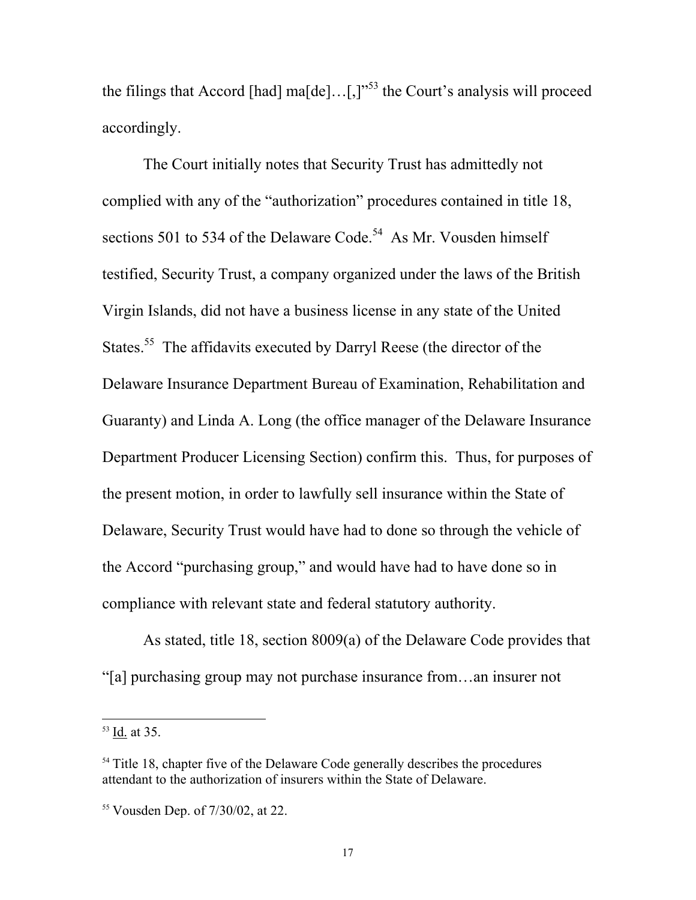the filings that Accord [had] ma[de]…[,]"[53] the Court's analysis will proceed accordingly.

The Court initially notes that Security Trust has admittedly not complied with any of the "authorization" procedures contained in title 18, sections 501 to 534 of the Delaware Code.[54] As Mr. Vousden himself testified, Security Trust, a company organized under the laws of the British Virgin Islands, did not have a business license in any state of the United States.[55] The affidavits executed by Darryl Reese (the director of the Delaware Insurance Department Bureau of Examination, Rehabilitation and Guaranty) and Linda A. Long (the office manager of the Delaware Insurance Department Producer Licensing Section) confirm this. Thus, for purposes of the present motion, in order to lawfully sell insurance within the State of Delaware, Security Trust would have had to done so through the vehicle of the Accord "purchasing group," and would have had to have done so in compliance with relevant state and federal statutory authority.

As stated, title 18, section 8009(a) of the Delaware Code provides that "[a] purchasing group may not purchase insurance from…an insurer not

---

[53] Id. at 35.

[54] Title 18, chapter five of the Delaware Code generally describes the procedures attendant to the authorization of insurers within the State of Delaware.

[55] Vousden Dep. of 7/30/02, at 22.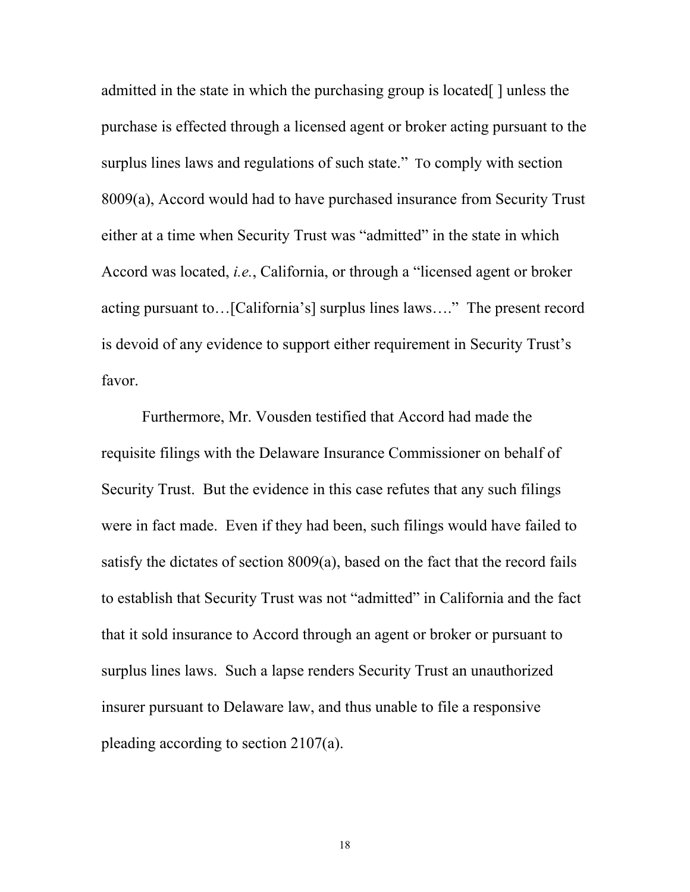admitted in the state in which the purchasing group is located[ ] unless the purchase is effected through a licensed agent or broker acting pursuant to the surplus lines laws and regulations of such state." To comply with section 8009(a), Accord would had to have purchased insurance from Security Trust either at a time when Security Trust was "admitted" in the state in which Accord was located, *i.e.*, California, or through a "licensed agent or broker acting pursuant to…[California's] surplus lines laws…." The present record is devoid of any evidence to support either requirement in Security Trust's favor.

Furthermore, Mr. Vousden testified that Accord had made the requisite filings with the Delaware Insurance Commissioner on behalf of Security Trust. But the evidence in this case refutes that any such filings were in fact made. Even if they had been, such filings would have failed to satisfy the dictates of section 8009(a), based on the fact that the record fails to establish that Security Trust was not "admitted" in California and the fact that it sold insurance to Accord through an agent or broker or pursuant to surplus lines laws. Such a lapse renders Security Trust an unauthorized insurer pursuant to Delaware law, and thus unable to file a responsive pleading according to section 2107(a).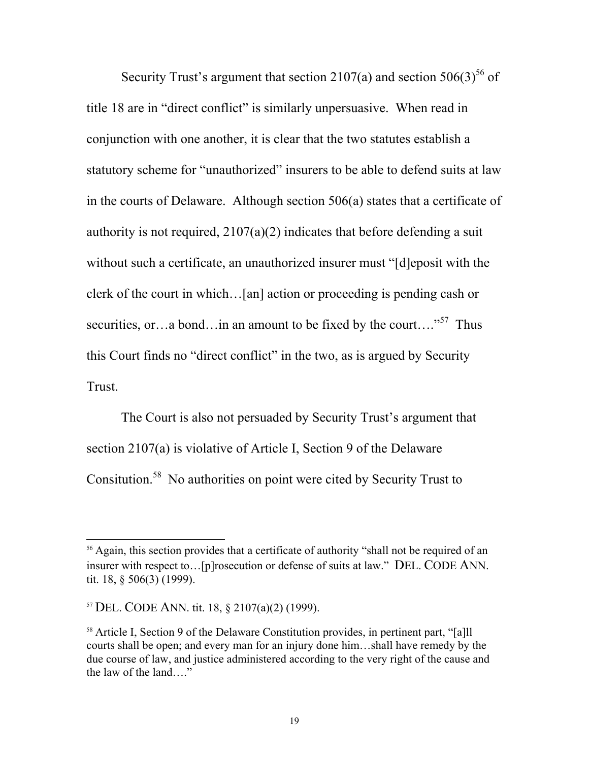Security Trust's argument that section 2107(a) and section 506(3)[56] of title 18 are in "direct conflict" is similarly unpersuasive. When read in conjunction with one another, it is clear that the two statutes establish a statutory scheme for "unauthorized" insurers to be able to defend suits at law in the courts of Delaware. Although section 506(a) states that a certificate of authority is not required, 2107(a)(2) indicates that before defending a suit without such a certificate, an unauthorized insurer must "[d]eposit with the clerk of the court in which…[an] action or proceeding is pending cash or securities, or…a bond…in an amount to be fixed by the court…."[57] Thus this Court finds no "direct conflict" in the two, as is argued by Security Trust.

The Court is also not persuaded by Security Trust's argument that section 2107(a) is violative of Article I, Section 9 of the Delaware Consitution.[58] No authorities on point were cited by Security Trust to

---

[56] Again, this section provides that a certificate of authority "shall not be required of an insurer with respect to…[p]rosecution or defense of suits at law." DEL. CODE ANN. tit. 18, § 506(3) (1999).

[57] DEL. CODE ANN. tit. 18, § 2107(a)(2) (1999).

[58] Article I, Section 9 of the Delaware Constitution provides, in pertinent part, "[a]ll courts shall be open; and every man for an injury done him…shall have remedy by the due course of law, and justice administered according to the very right of the cause and the law of the land…."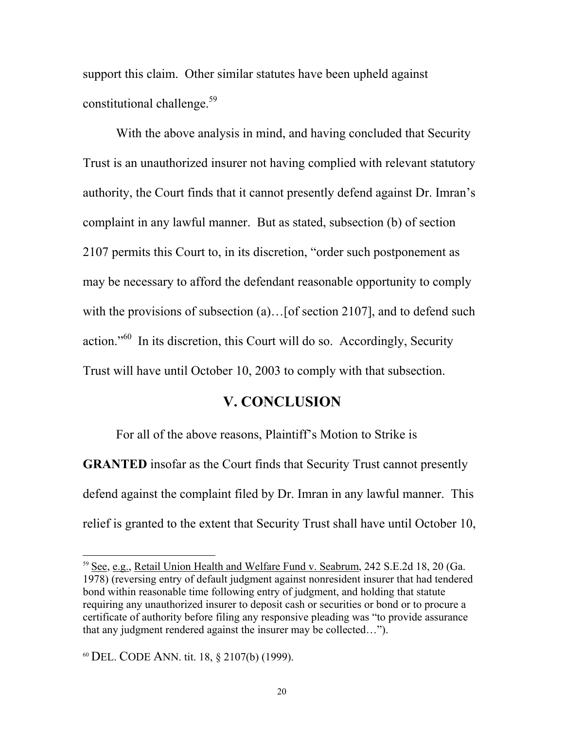support this claim. Other similar statutes have been upheld against constitutional challenge.[59]

With the above analysis in mind, and having concluded that Security Trust is an unauthorized insurer not having complied with relevant statutory authority, the Court finds that it cannot presently defend against Dr. Imran's complaint in any lawful manner. But as stated, subsection (b) of section 2107 permits this Court to, in its discretion, "order such postponement as may be necessary to afford the defendant reasonable opportunity to comply with the provisions of subsection (a)…[of section 2107], and to defend such action."[60] In its discretion, this Court will do so. Accordingly, Security Trust will have until October 10, 2003 to comply with that subsection.

## V. CONCLUSION

For all of the above reasons, Plaintiff's Motion to Strike is **GRANTED** insofar as the Court finds that Security Trust cannot presently defend against the complaint filed by Dr. Imran in any lawful manner. This relief is granted to the extent that Security Trust shall have until October 10,

---

[59] See, e.g., Retail Union Health and Welfare Fund v. Seabrum, 242 S.E.2d 18, 20 (Ga. 1978) (reversing entry of default judgment against nonresident insurer that had tendered bond within reasonable time following entry of judgment, and holding that statute requiring any unauthorized insurer to deposit cash or securities or bond or to procure a certificate of authority before filing any responsive pleading was "to provide assurance that any judgment rendered against the insurer may be collected…").

[60] DEL. CODE ANN. tit. 18, § 2107(b) (1999).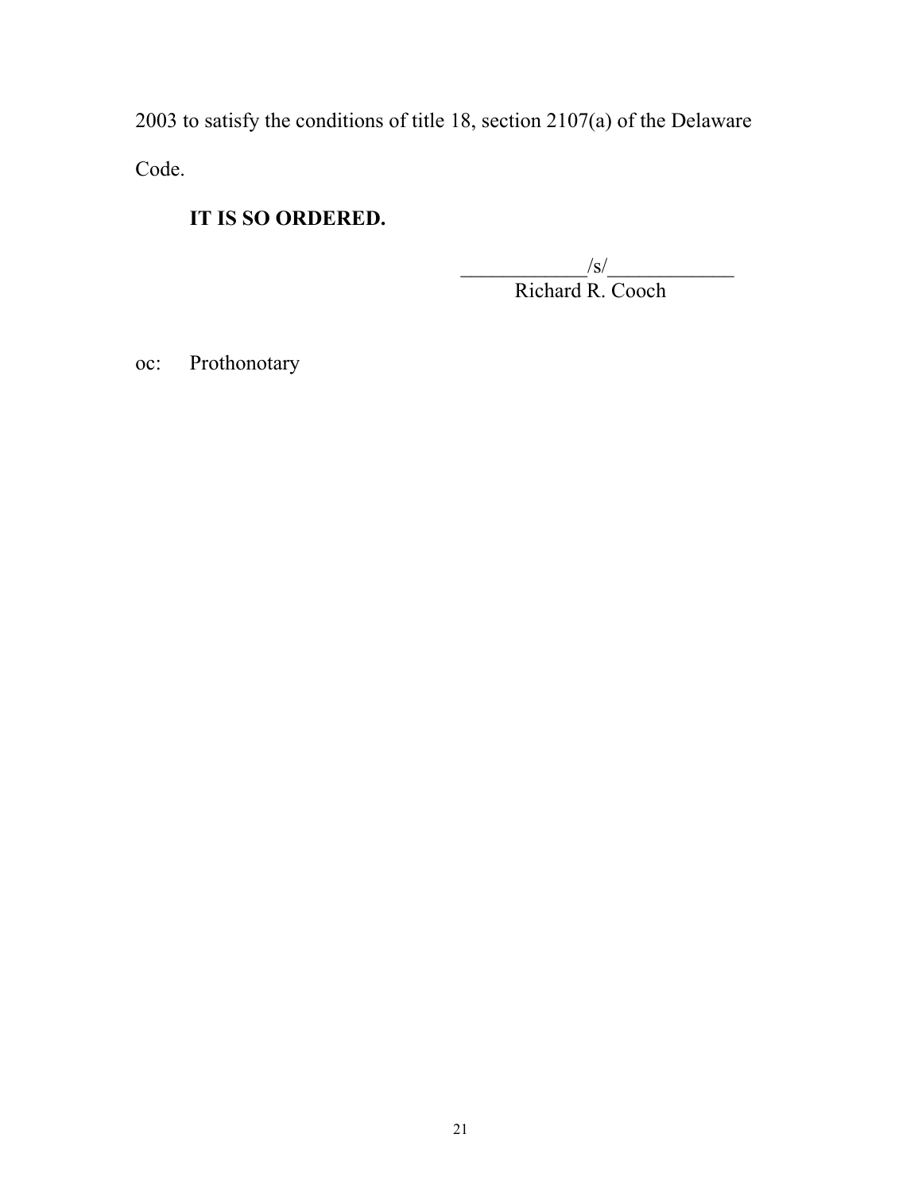2003 to satisfy the conditions of title 18, section 2107(a) of the Delaware Code.

**IT IS SO ORDERED.**

____________/s/____________
Richard R. Cooch

oc: Prothonotary